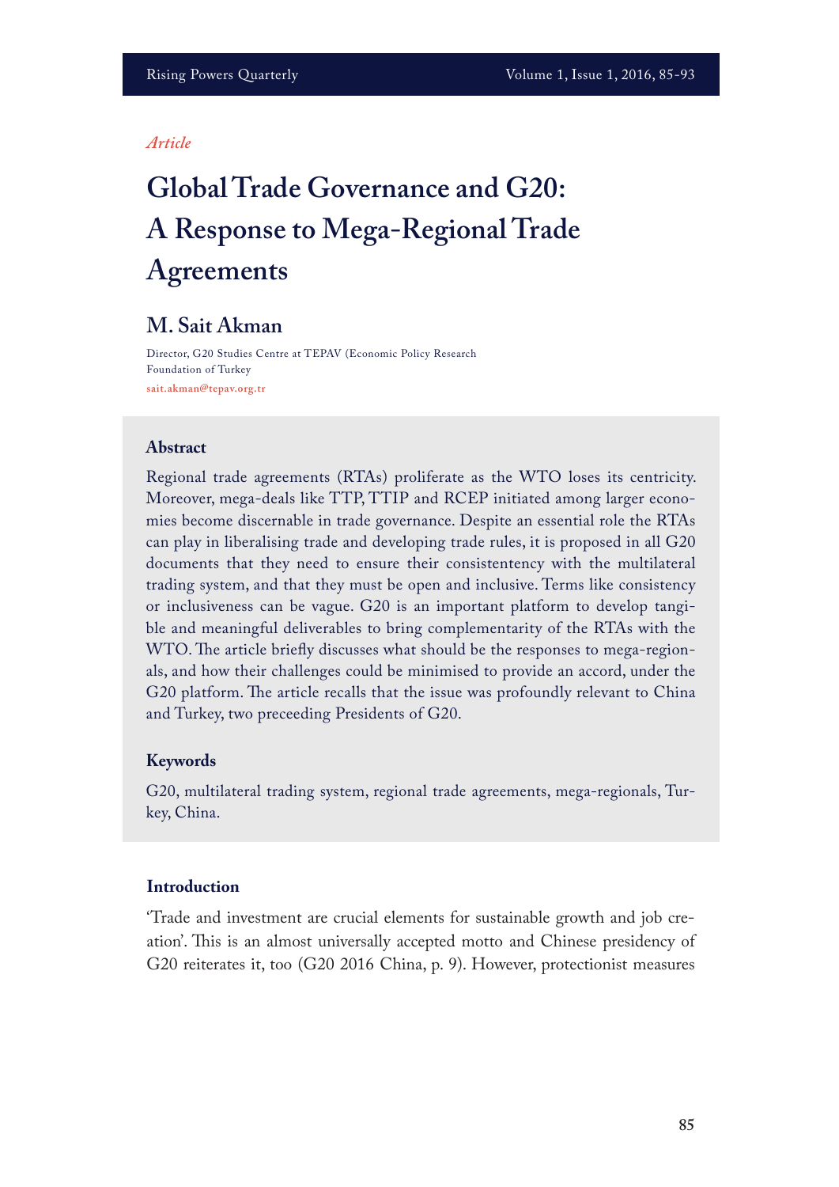*Article*

# Global Trade Governance and G20: A Response to Mega-Regional Trade Agreements

## M. Sait Akman

Director, G20 Studies Centre at TEPAV (Economic Policy Research Foundation of Turkey

sait.akman@tepav.org.tr

### Abstract

Regional trade agreements (RTAs) proliferate as the WTO loses its centricity. Moreover, mega-deals like TTP, TTIP and RCEP initiated among larger economies become discernable in trade governance. Despite an essential role the RTAs can play in liberalising trade and developing trade rules, it is proposed in all G20 documents that they need to ensure their consistentency with the multilateral trading system, and that they must be open and inclusive. Terms like consistency or inclusiveness can be vague. G20 is an important platform to develop tangible and meaningful deliverables to bring complementarity of the RTAs with the WTO. The article briefly discusses what should be the responses to mega-regionals, and how their challenges could be minimised to provide an accord, under the G20 platform. The article recalls that the issue was profoundly relevant to China and Turkey, two preceeding Presidents of G20.

### Keywords

G20, multilateral trading system, regional trade agreements, mega-regionals, Turkey, China.

### Introduction

'Trade and investment are crucial elements for sustainable growth and job creation'. This is an almost universally accepted motto and Chinese presidency of G20 reiterates it, too (G20 2016 China, p. 9). However, protectionist measures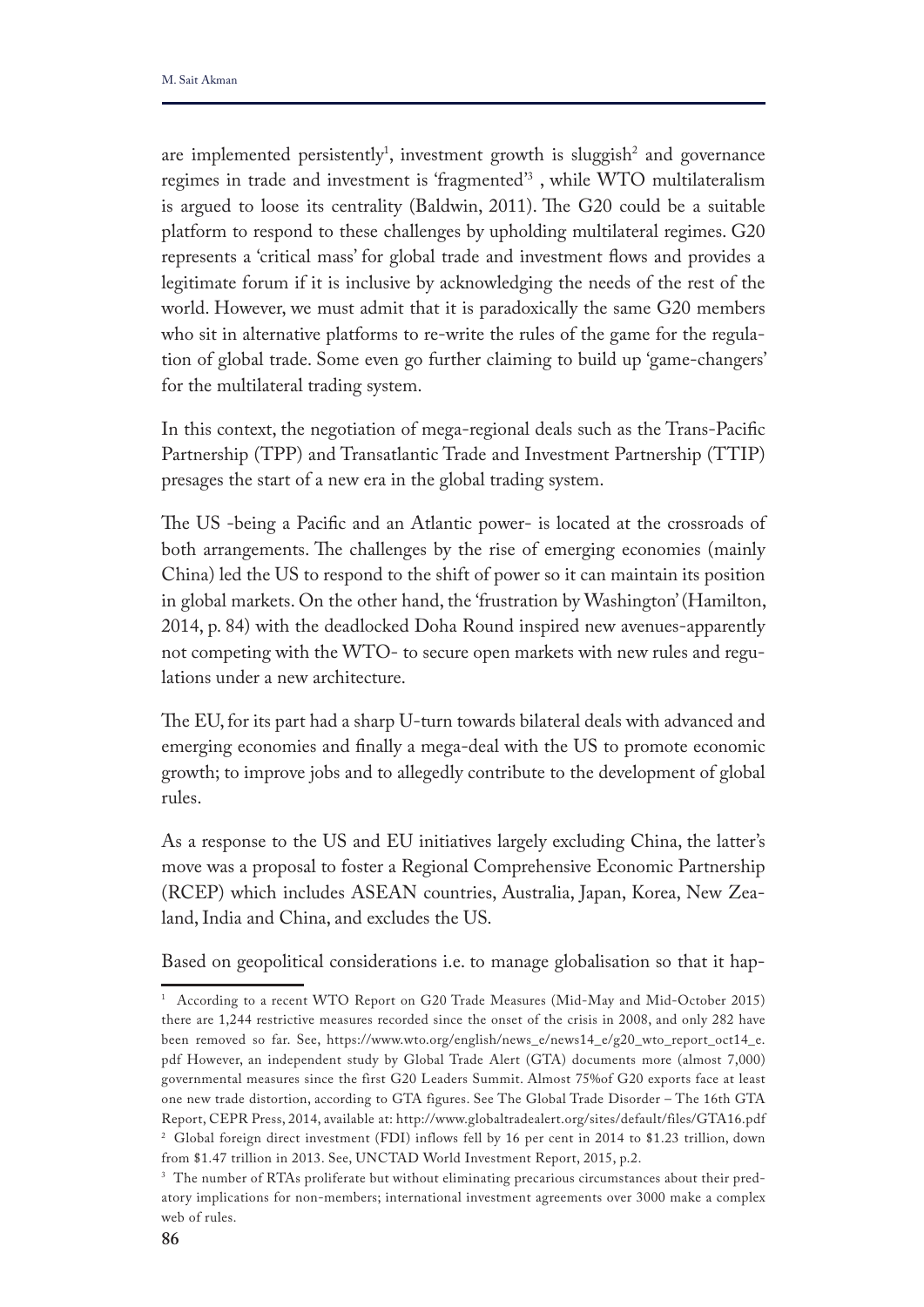are implemented persistently[1], investment growth is sluggish[2] and governance regimes in trade and investment is 'fragmented'[3] , while WTO multilateralism is argued to loose its centrality (Baldwin, 2011). The G20 could be a suitable platform to respond to these challenges by upholding multilateral regimes. G20 represents a 'critical mass' for global trade and investment flows and provides a legitimate forum if it is inclusive by acknowledging the needs of the rest of the world. However, we must admit that it is paradoxically the same G20 members who sit in alternative platforms to re-write the rules of the game for the regulation of global trade. Some even go further claiming to build up 'game-changers' for the multilateral trading system.

In this context, the negotiation of mega-regional deals such as the Trans-Pacific Partnership (TPP) and Transatlantic Trade and Investment Partnership (TTIP) presages the start of a new era in the global trading system.

The US -being a Pacific and an Atlantic power- is located at the crossroads of both arrangements. The challenges by the rise of emerging economies (mainly China) led the US to respond to the shift of power so it can maintain its position in global markets. On the other hand, the 'frustration by Washington' (Hamilton, 2014, p. 84) with the deadlocked Doha Round inspired new avenues-apparently not competing with the WTO- to secure open markets with new rules and regulations under a new architecture.

The EU, for its part had a sharp U-turn towards bilateral deals with advanced and emerging economies and finally a mega-deal with the US to promote economic growth; to improve jobs and to allegedly contribute to the development of global rules.

As a response to the US and EU initiatives largely excluding China, the latter's move was a proposal to foster a Regional Comprehensive Economic Partnership (RCEP) which includes ASEAN countries, Australia, Japan, Korea, New Zealand, India and China, and excludes the US.

Based on geopolitical considerations i.e. to manage globalisation so that it hap-

---

[1] According to a recent WTO Report on G20 Trade Measures (Mid-May and Mid-October 2015) there are 1,244 restrictive measures recorded since the onset of the crisis in 2008, and only 282 have been removed so far. See, https://www.wto.org/english/news_e/news14_e/g20_wto_report_oct14_e.pdf However, an independent study by Global Trade Alert (GTA) documents more (almost 7,000) governmental measures since the first G20 Leaders Summit. Almost 75%of G20 exports face at least one new trade distortion, according to GTA figures. See The Global Trade Disorder – The 16th GTA Report, CEPR Press, 2014, available at: http://www.globaltradealert.org/sites/default/files/GTA16.pdf

[2] Global foreign direct investment (FDI) inflows fell by 16 per cent in 2014 to $1.23 trillion, down from $1.47 trillion in 2013. See, UNCTAD World Investment Report, 2015, p.2.

[3] The number of RTAs proliferate but without eliminating precarious circumstances about their predatory implications for non-members; international investment agreements over 3000 make a complex web of rules.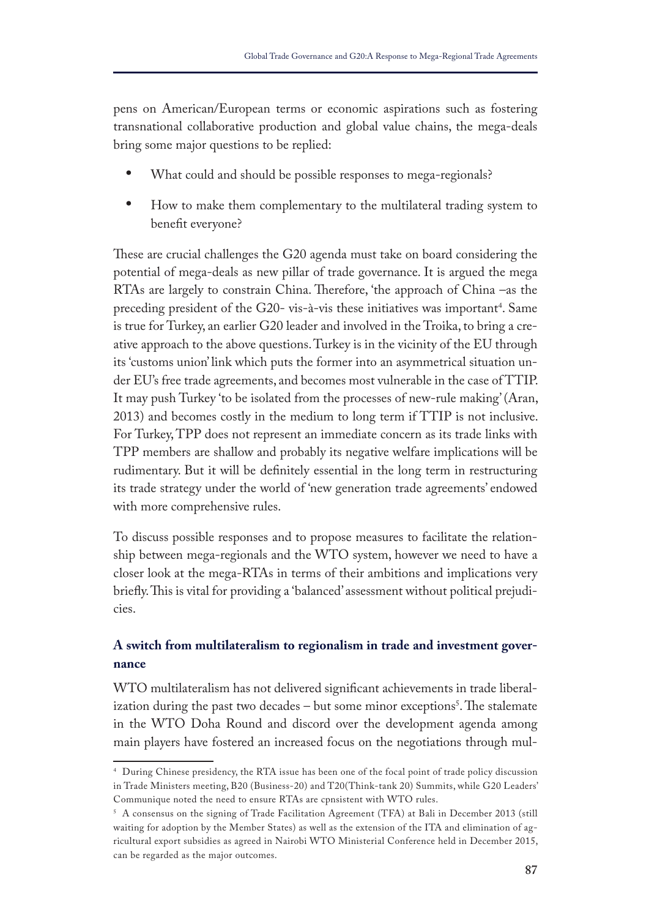pens on American/European terms or economic aspirations such as fostering transnational collaborative production and global value chains, the mega-deals bring some major questions to be replied:

- What could and should be possible responses to mega-regionals?
- How to make them complementary to the multilateral trading system to benefit everyone?

These are crucial challenges the G20 agenda must take on board considering the potential of mega-deals as new pillar of trade governance. It is argued the mega RTAs are largely to constrain China. Therefore, 'the approach of China –as the preceding president of the G20- vis-à-vis these initiatives was important[4]. Same is true for Turkey, an earlier G20 leader and involved in the Troika, to bring a creative approach to the above questions. Turkey is in the vicinity of the EU through its 'customs union' link which puts the former into an asymmetrical situation under EU's free trade agreements, and becomes most vulnerable in the case of TTIP. It may push Turkey 'to be isolated from the processes of new-rule making' (Aran, 2013) and becomes costly in the medium to long term if TTIP is not inclusive. For Turkey, TPP does not represent an immediate concern as its trade links with TPP members are shallow and probably its negative welfare implications will be rudimentary. But it will be definitely essential in the long term in restructuring its trade strategy under the world of 'new generation trade agreements' endowed with more comprehensive rules.

To discuss possible responses and to propose measures to facilitate the relationship between mega-regionals and the WTO system, however we need to have a closer look at the mega-RTAs in terms of their ambitions and implications very briefly. This is vital for providing a 'balanced' assessment without political prejudicies.

### A switch from multilateralism to regionalism in trade and investment governance

WTO multilateralism has not delivered significant achievements in trade liberalization during the past two decades – but some minor exceptions[5]. The stalemate in the WTO Doha Round and discord over the development agenda among main players have fostered an increased focus on the negotiations through mul-

---

[4] During Chinese presidency, the RTA issue has been one of the focal point of trade policy discussion in Trade Ministers meeting, B20 (Business-20) and T20(Think-tank 20) Summits, while G20 Leaders' Communique noted the need to ensure RTAs are cpnsistent with WTO rules.

[5] A consensus on the signing of Trade Facilitation Agreement (TFA) at Bali in December 2013 (still waiting for adoption by the Member States) as well as the extension of the ITA and elimination of agricultural export subsidies as agreed in Nairobi WTO Ministerial Conference held in December 2015, can be regarded as the major outcomes.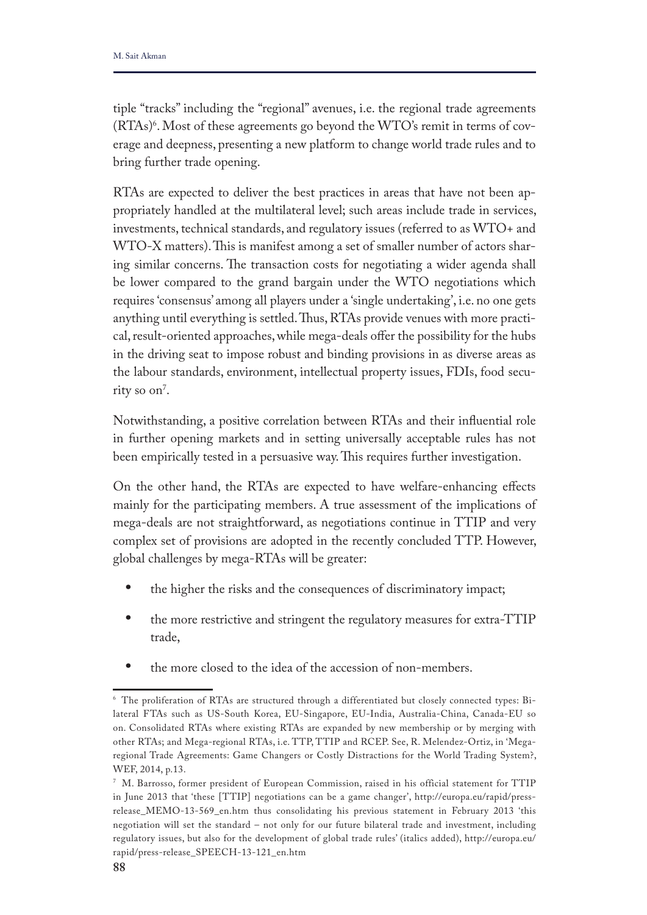tiple "tracks" including the "regional" avenues, i.e. the regional trade agreements (RTAs)[6]. Most of these agreements go beyond the WTO's remit in terms of coverage and deepness, presenting a new platform to change world trade rules and to bring further trade opening.

RTAs are expected to deliver the best practices in areas that have not been appropriately handled at the multilateral level; such areas include trade in services, investments, technical standards, and regulatory issues (referred to as WTO+ and WTO-X matters). This is manifest among a set of smaller number of actors sharing similar concerns. The transaction costs for negotiating a wider agenda shall be lower compared to the grand bargain under the WTO negotiations which requires 'consensus' among all players under a 'single undertaking', i.e. no one gets anything until everything is settled. Thus, RTAs provide venues with more practical, result-oriented approaches, while mega-deals offer the possibility for the hubs in the driving seat to impose robust and binding provisions in as diverse areas as the labour standards, environment, intellectual property issues, FDIs, food security so on[7].

Notwithstanding, a positive correlation between RTAs and their influential role in further opening markets and in setting universally acceptable rules has not been empirically tested in a persuasive way. This requires further investigation.

On the other hand, the RTAs are expected to have welfare-enhancing effects mainly for the participating members. A true assessment of the implications of mega-deals are not straightforward, as negotiations continue in TTIP and very complex set of provisions are adopted in the recently concluded TTP. However, global challenges by mega-RTAs will be greater:

- the higher the risks and the consequences of discriminatory impact;
- the more restrictive and stringent the regulatory measures for extra-TTIP trade,
- the more closed to the idea of the accession of non-members.

---

[6] The proliferation of RTAs are structured through a differentiated but closely connected types: Bilateral FTAs such as US-South Korea, EU-Singapore, EU-India, Australia-China, Canada-EU so on. Consolidated RTAs where existing RTAs are expanded by new membership or by merging with other RTAs; and Mega-regional RTAs, i.e. TTP, TTIP and RCEP. See, R. Melendez-Ortiz, in 'Mega-regional Trade Agreements: Game Changers or Costly Distractions for the World Trading System?, WEF, 2014, p.13.

[7] M. Barrosso, former president of European Commission, raised in his official statement for TTIP in June 2013 that 'these [TTIP] negotiations can be a game changer', http://europa.eu/rapid/press-release_MEMO-13-569_en.htm thus consolidating his previous statement in February 2013 'this negotiation will set the standard – not only for our future bilateral trade and investment, including regulatory issues, but also for the development of global trade rules' (italics added), http://europa.eu/rapid/press-release_SPEECH-13-121_en.htm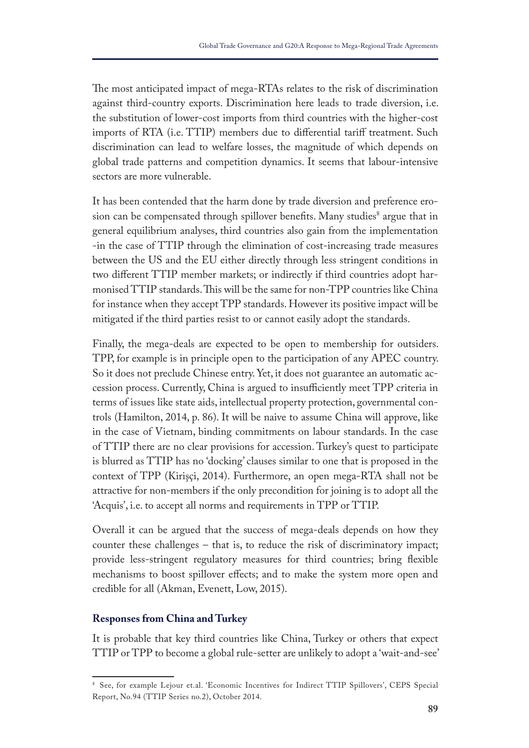The most anticipated impact of mega-RTAs relates to the risk of discrimination against third-country exports. Discrimination here leads to trade diversion, i.e. the substitution of lower-cost imports from third countries with the higher-cost imports of RTA (i.e. TTIP) members due to differential tariff treatment. Such discrimination can lead to welfare losses, the magnitude of which depends on global trade patterns and competition dynamics. It seems that labour-intensive sectors are more vulnerable.

It has been contended that the harm done by trade diversion and preference erosion can be compensated through spillover benefits. Many studies[8] argue that in general equilibrium analyses, third countries also gain from the implementation -in the case of TTIP through the elimination of cost-increasing trade measures between the US and the EU either directly through less stringent conditions in two different TTIP member markets; or indirectly if third countries adopt harmonised TTIP standards. This will be the same for non-TPP countries like China for instance when they accept TPP standards. However its positive impact will be mitigated if the third parties resist to or cannot easily adopt the standards.

Finally, the mega-deals are expected to be open to membership for outsiders. TPP, for example is in principle open to the participation of any APEC country. So it does not preclude Chinese entry. Yet, it does not guarantee an automatic accession process. Currently, China is argued to insufficiently meet TPP criteria in terms of issues like state aids, intellectual property protection, governmental controls (Hamilton, 2014, p. 86). It will be naive to assume China will approve, like in the case of Vietnam, binding commitments on labour standards. In the case of TTIP there are no clear provisions for accession. Turkey's quest to participate is blurred as TTIP has no 'docking' clauses similar to one that is proposed in the context of TPP (Kirişçi, 2014). Furthermore, an open mega-RTA shall not be attractive for non-members if the only precondition for joining is to adopt all the 'Acquis', i.e. to accept all norms and requirements in TPP or TTIP.

Overall it can be argued that the success of mega-deals depends on how they counter these challenges – that is, to reduce the risk of discriminatory impact; provide less-stringent regulatory measures for third countries; bring flexible mechanisms to boost spillover effects; and to make the system more open and credible for all (Akman, Evenett, Low, 2015).

### Responses from China and Turkey

It is probable that key third countries like China, Turkey or others that expect TTIP or TPP to become a global rule-setter are unlikely to adopt a 'wait-and-see'

[8] See, for example Lejour et.al. 'Economic Incentives for Indirect TTIP Spillovers', CEPS Special Report, No.94 (TTIP Series no.2), October 2014.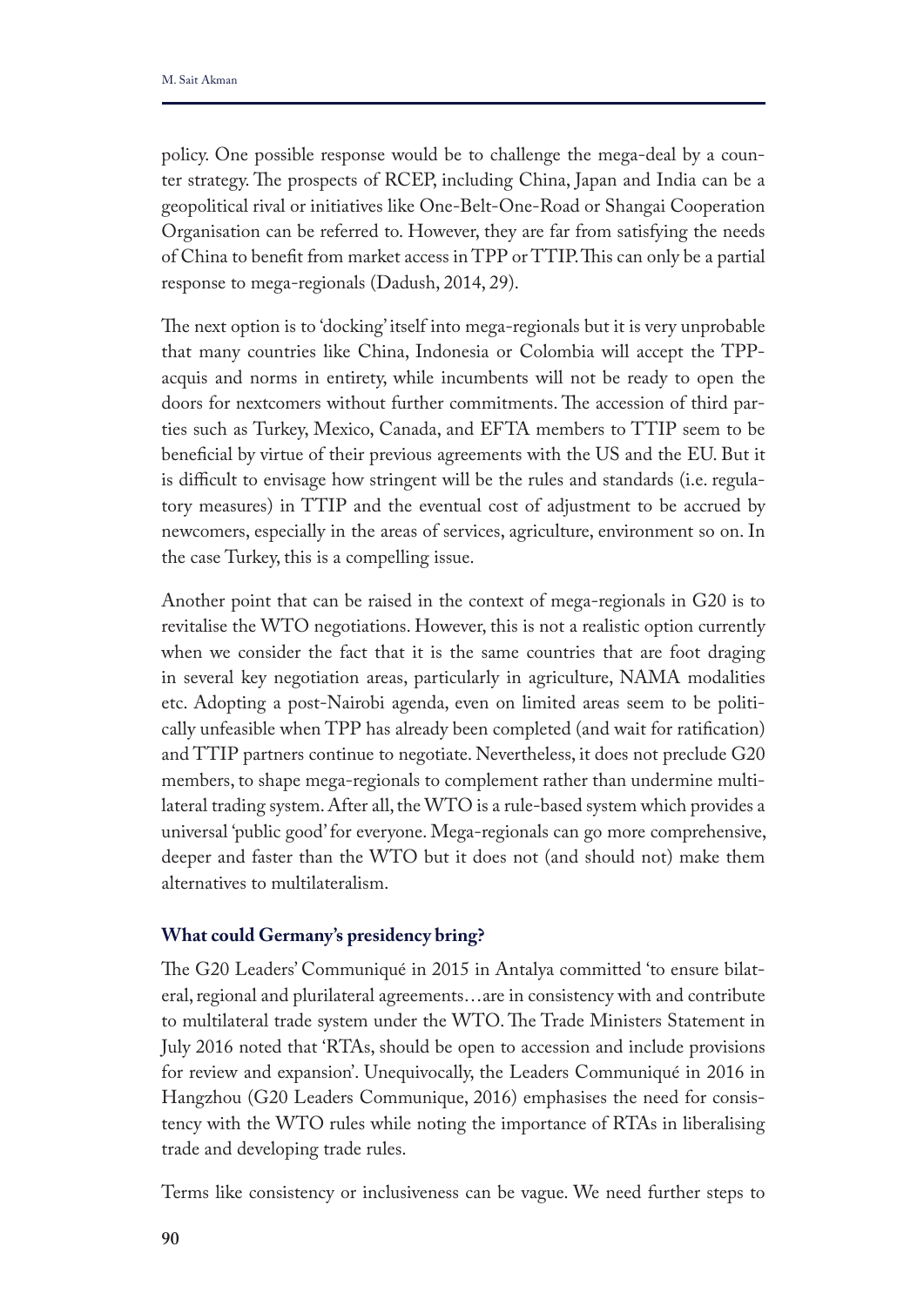policy. One possible response would be to challenge the mega-deal by a counter strategy. The prospects of RCEP, including China, Japan and India can be a geopolitical rival or initiatives like One-Belt-One-Road or Shangai Cooperation Organisation can be referred to. However, they are far from satisfying the needs of China to benefit from market access in TPP or TTIP. This can only be a partial response to mega-regionals (Dadush, 2014, 29).

The next option is to 'docking' itself into mega-regionals but it is very unprobable that many countries like China, Indonesia or Colombia will accept the TPP-acquis and norms in entirety, while incumbents will not be ready to open the doors for nextcomers without further commitments. The accession of third parties such as Turkey, Mexico, Canada, and EFTA members to TTIP seem to be beneficial by virtue of their previous agreements with the US and the EU. But it is difficult to envisage how stringent will be the rules and standards (i.e. regulatory measures) in TTIP and the eventual cost of adjustment to be accrued by newcomers, especially in the areas of services, agriculture, environment so on. In the case Turkey, this is a compelling issue.

Another point that can be raised in the context of mega-regionals in G20 is to revitalise the WTO negotiations. However, this is not a realistic option currently when we consider the fact that it is the same countries that are foot draging in several key negotiation areas, particularly in agriculture, NAMA modalities etc. Adopting a post-Nairobi agenda, even on limited areas seem to be politically unfeasible when TPP has already been completed (and wait for ratification) and TTIP partners continue to negotiate. Nevertheless, it does not preclude G20 members, to shape mega-regionals to complement rather than undermine multilateral trading system. After all, the WTO is a rule-based system which provides a universal 'public good' for everyone. Mega-regionals can go more comprehensive, deeper and faster than the WTO but it does not (and should not) make them alternatives to multilateralism.

### What could Germany's presidency bring?

The G20 Leaders' Communiqué in 2015 in Antalya committed 'to ensure bilateral, regional and plurilateral agreements…are in consistency with and contribute to multilateral trade system under the WTO. The Trade Ministers Statement in July 2016 noted that 'RTAs, should be open to accession and include provisions for review and expansion'. Unequivocally, the Leaders Communiqué in 2016 in Hangzhou (G20 Leaders Communique, 2016) emphasises the need for consistency with the WTO rules while noting the importance of RTAs in liberalising trade and developing trade rules.

Terms like consistency or inclusiveness can be vague. We need further steps to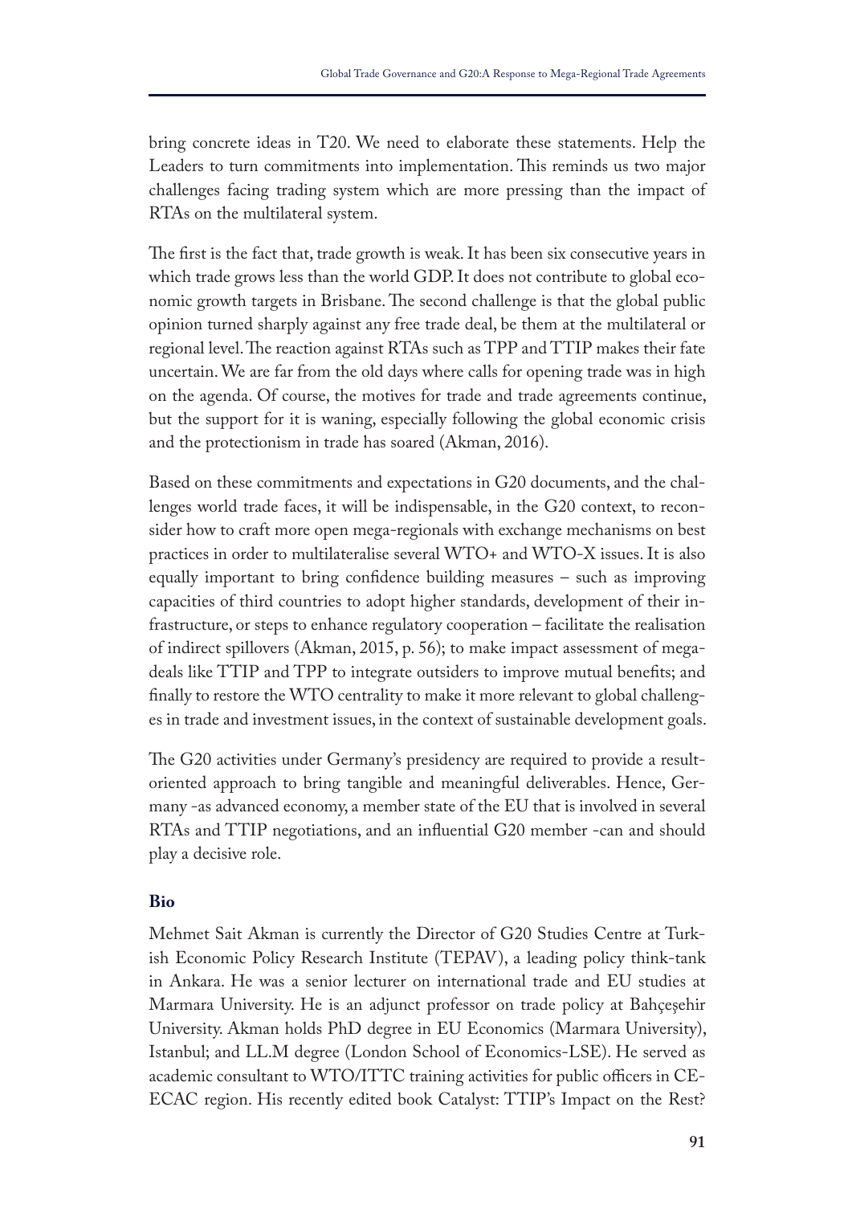bring concrete ideas in T20. We need to elaborate these statements. Help the Leaders to turn commitments into implementation. This reminds us two major challenges facing trading system which are more pressing than the impact of RTAs on the multilateral system.

The first is the fact that, trade growth is weak. It has been six consecutive years in which trade grows less than the world GDP. It does not contribute to global economic growth targets in Brisbane. The second challenge is that the global public opinion turned sharply against any free trade deal, be them at the multilateral or regional level. The reaction against RTAs such as TPP and TTIP makes their fate uncertain. We are far from the old days where calls for opening trade was in high on the agenda. Of course, the motives for trade and trade agreements continue, but the support for it is waning, especially following the global economic crisis and the protectionism in trade has soared (Akman, 2016).

Based on these commitments and expectations in G20 documents, and the challenges world trade faces, it will be indispensable, in the G20 context, to reconsider how to craft more open mega-regionals with exchange mechanisms on best practices in order to multilateralise several WTO+ and WTO-X issues. It is also equally important to bring confidence building measures – such as improving capacities of third countries to adopt higher standards, development of their infrastructure, or steps to enhance regulatory cooperation – facilitate the realisation of indirect spillovers (Akman, 2015, p. 56); to make impact assessment of mega-deals like TTIP and TPP to integrate outsiders to improve mutual benefits; and finally to restore the WTO centrality to make it more relevant to global challenges in trade and investment issues, in the context of sustainable development goals.

The G20 activities under Germany's presidency are required to provide a result-oriented approach to bring tangible and meaningful deliverables. Hence, Germany -as advanced economy, a member state of the EU that is involved in several RTAs and TTIP negotiations, and an influential G20 member -can and should play a decisive role.

**Bio**

Mehmet Sait Akman is currently the Director of G20 Studies Centre at Turkish Economic Policy Research Institute (TEPAV), a leading policy think-tank in Ankara. He was a senior lecturer on international trade and EU studies at Marmara University. He is an adjunct professor on trade policy at Bahçeşehir University. Akman holds PhD degree in EU Economics (Marmara University), Istanbul; and LL.M degree (London School of Economics-LSE). He served as academic consultant to WTO/ITTC training activities for public officers in CE-ECAC region. His recently edited book Catalyst: TTIP's Impact on the Rest?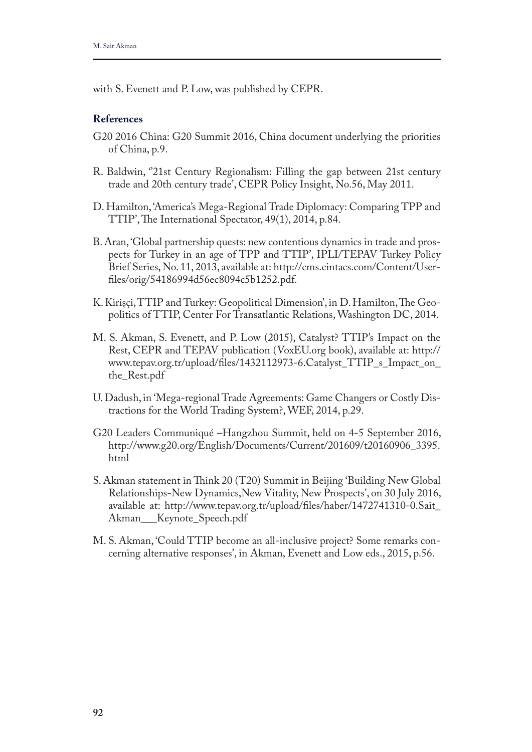with S. Evenett and P. Low, was published by CEPR.

**References**

G20 2016 China: G20 Summit 2016, China document underlying the priorities of China, p.9.

R. Baldwin, ''21st Century Regionalism: Filling the gap between 21st century trade and 20th century trade', CEPR Policy Insight, No.56, May 2011.

D. Hamilton, 'America's Mega-Regional Trade Diplomacy: Comparing TPP and TTIP', The International Spectator, 49(1), 2014, p.84.

B. Aran, 'Global partnership quests: new contentious dynamics in trade and prospects for Turkey in an age of TPP and TTIP', IPLI/TEPAV Turkey Policy Brief Series, No. 11, 2013, available at: http://cms.cintacs.com/Content/Userfiles/orig/54186994d56ec8094c5b1252.pdf.

K. Kirişçi, TTIP and Turkey: Geopolitical Dimension', in D. Hamilton, The Geopolitics of TTIP, Center For Transatlantic Relations, Washington DC, 2014.

M. S. Akman, S. Evenett, and P. Low (2015), Catalyst? TTIP's Impact on the Rest, CEPR and TEPAV publication (VoxEU.org book), available at: http://www.tepav.org.tr/upload/files/1432112973-6.Catalyst_TTIP_s_Impact_on_the_Rest.pdf

U. Dadush, in 'Mega-regional Trade Agreements: Game Changers or Costly Distractions for the World Trading System?, WEF, 2014, p.29.

G20 Leaders Communiqué –Hangzhou Summit, held on 4-5 September 2016, http://www.g20.org/English/Documents/Current/201609/t20160906_3395.html

S. Akman statement in Think 20 (T20) Summit in Beijing 'Building New Global Relationships-New Dynamics,New Vitality, New Prospects', on 30 July 2016, available at: http://www.tepav.org.tr/upload/files/haber/1472741310-0.Sait_Akman___Keynote_Speech.pdf

M. S. Akman, 'Could TTIP become an all-inclusive project? Some remarks concerning alternative responses', in Akman, Evenett and Low eds., 2015, p.56.